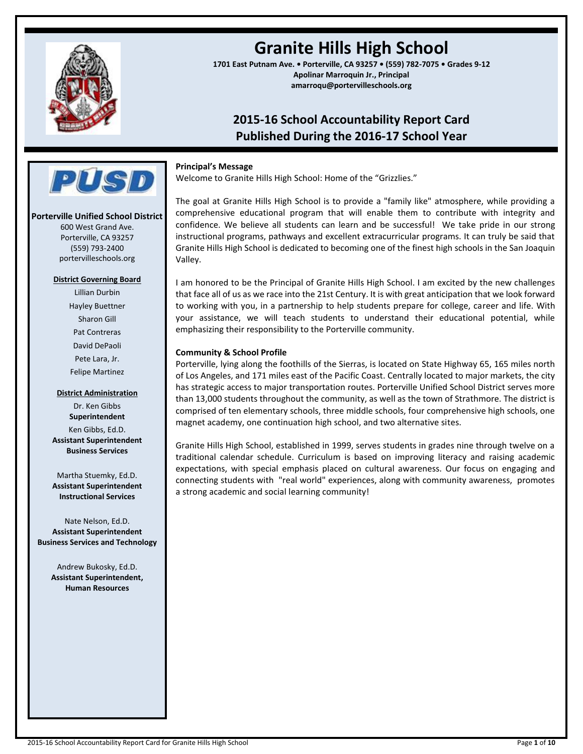# Granite Hills High School

**1701 East Putnam Ave. • Porterville, CA 93257 • (559) 782-7075 • Grades 9-12**
**Apolinar Marroquin Jr., Principal**
**amarroqu@portervilleschools.org**

## 2015-16 School Accountability Report Card
## Published During the 2016-17 School Year

**Porterville Unified School District**
600 West Grand Ave.
Porterville, CA 93257
(559) 793-2400
portervilleschools.org

**District Governing Board**

Lillian Durbin
Hayley Buettner
Sharon Gill
Pat Contreras
David DePaoli
Pete Lara, Jr.
Felipe Martinez

**District Administration**

Dr. Ken Gibbs
**Superintendent**

Ken Gibbs, Ed.D.
**Assistant Superintendent Business Services**

Martha Stuemky, Ed.D.
**Assistant Superintendent Instructional Services**

Nate Nelson, Ed.D.
**Assistant Superintendent Business Services and Technology**

Andrew Bukosky, Ed.D.
**Assistant Superintendent, Human Resources**

### Principal's Message

Welcome to Granite Hills High School: Home of the "Grizzlies."

The goal at Granite Hills High School is to provide a "family like" atmosphere, while providing a comprehensive educational program that will enable them to contribute with integrity and confidence. We believe all students can learn and be successful! We take pride in our strong instructional programs, pathways and excellent extracurricular programs. It can truly be said that Granite Hills High School is dedicated to becoming one of the finest high schools in the San Joaquin Valley.

I am honored to be the Principal of Granite Hills High School. I am excited by the new challenges that face all of us as we race into the 21st Century. It is with great anticipation that we look forward to working with you, in a partnership to help students prepare for college, career and life. With your assistance, we will teach students to understand their educational potential, while emphasizing their responsibility to the Porterville community.

### Community & School Profile

Porterville, lying along the foothills of the Sierras, is located on State Highway 65, 165 miles north of Los Angeles, and 171 miles east of the Pacific Coast. Centrally located to major markets, the city has strategic access to major transportation routes. Porterville Unified School District serves more than 13,000 students throughout the community, as well as the town of Strathmore. The district is comprised of ten elementary schools, three middle schools, four comprehensive high schools, one magnet academy, one continuation high school, and two alternative sites.

Granite Hills High School, established in 1999, serves students in grades nine through twelve on a traditional calendar schedule. Curriculum is based on improving literacy and raising academic expectations, with special emphasis placed on cultural awareness. Our focus on engaging and connecting students with "real world" experiences, along with community awareness, promotes a strong academic and social learning community!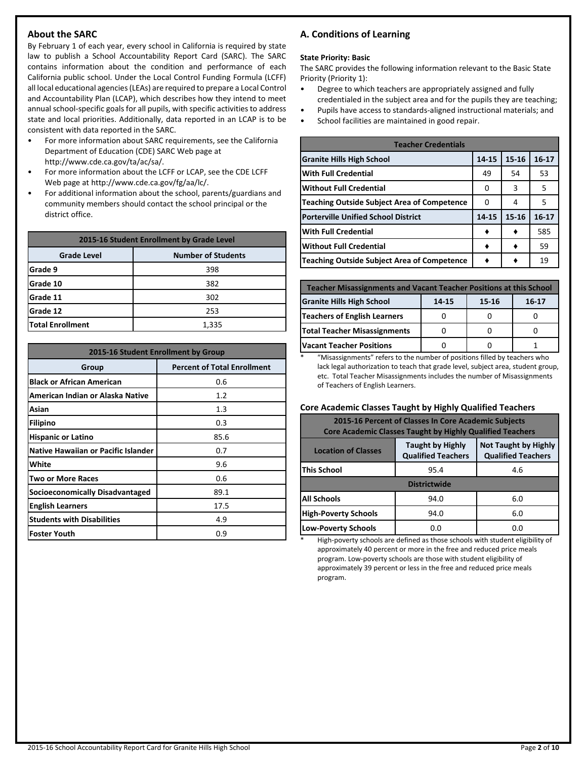## About the SARC

By February 1 of each year, every school in California is required by state law to publish a School Accountability Report Card (SARC). The SARC contains information about the condition and performance of each California public school. Under the Local Control Funding Formula (LCFF) all local educational agencies (LEAs) are required to prepare a Local Control and Accountability Plan (LCAP), which describes how they intend to meet annual school-specific goals for all pupils, with specific activities to address state and local priorities. Additionally, data reported in an LCAP is to be consistent with data reported in the SARC.

- For more information about SARC requirements, see the California Department of Education (CDE) SARC Web page at http://www.cde.ca.gov/ta/ac/sa/.
- For more information about the LCFF or LCAP, see the CDE LCFF Web page at http://www.cde.ca.gov/fg/aa/lc/.
- For additional information about the school, parents/guardians and community members should contact the school principal or the district office.

| 2015-16 Student Enrollment by Grade Level | |
|---|---|
| **Grade Level** | **Number of Students** |
| Grade 9 | 398 |
| Grade 10 | 382 |
| Grade 11 | 302 |
| Grade 12 | 253 |
| Total Enrollment | 1,335 |

| 2015-16 Student Enrollment by Group | |
|---|---|
| **Group** | **Percent of Total Enrollment** |
| Black or African American | 0.6 |
| American Indian or Alaska Native | 1.2 |
| Asian | 1.3 |
| Filipino | 0.3 |
| Hispanic or Latino | 85.6 |
| Native Hawaiian or Pacific Islander | 0.7 |
| White | 9.6 |
| Two or More Races | 0.6 |
| Socioeconomically Disadvantaged | 89.1 |
| English Learners | 17.5 |
| Students with Disabilities | 4.9 |
| Foster Youth | 0.9 |

## A. Conditions of Learning

**State Priority: Basic**

The SARC provides the following information relevant to the Basic State Priority (Priority 1):

- Degree to which teachers are appropriately assigned and fully credentialed in the subject area and for the pupils they are teaching;
- Pupils have access to standards-aligned instructional materials; and
- School facilities are maintained in good repair.

| Teacher Credentials | | | |
|---|---|---|---|
| **Granite Hills High School** | **14-15** | **15-16** | **16-17** |
| With Full Credential | 49 | 54 | 53 |
| Without Full Credential | 0 | 3 | 5 |
| Teaching Outside Subject Area of Competence | 0 | 4 | 5 |
| **Porterville Unified School District** | **14-15** | **15-16** | **16-17** |
| With Full Credential | ♦ | ♦ | 585 |
| Without Full Credential | ♦ | ♦ | 59 |
| Teaching Outside Subject Area of Competence | ♦ | ♦ | 19 |

| Teacher Misassignments and Vacant Teacher Positions at this School | | | |
|---|---|---|---|
| **Granite Hills High School** | **14-15** | **15-16** | **16-17** |
| Teachers of English Learners | 0 | 0 | 0 |
| Total Teacher Misassignments | 0 | 0 | 0 |
| Vacant Teacher Positions | 0 | 0 | 1 |

\* "Misassignments" refers to the number of positions filled by teachers who lack legal authorization to teach that grade level, subject area, student group, etc. Total Teacher Misassignments includes the number of Misassignments of Teachers of English Learners.

### Core Academic Classes Taught by Highly Qualified Teachers

| 2015-16 Percent of Classes In Core Academic Subjects Core Academic Classes Taught by Highly Qualified Teachers | | |
|---|---|---|
| **Location of Classes** | **Taught by Highly Qualified Teachers** | **Not Taught by Highly Qualified Teachers** |
| This School | 95.4 | 4.6 |
| **Districtwide** | | |
| All Schools | 94.0 | 6.0 |
| High-Poverty Schools | 94.0 | 6.0 |
| Low-Poverty Schools | 0.0 | 0.0 |

\* High-poverty schools are defined as those schools with student eligibility of approximately 40 percent or more in the free and reduced price meals program. Low-poverty schools are those with student eligibility of approximately 39 percent or less in the free and reduced price meals program.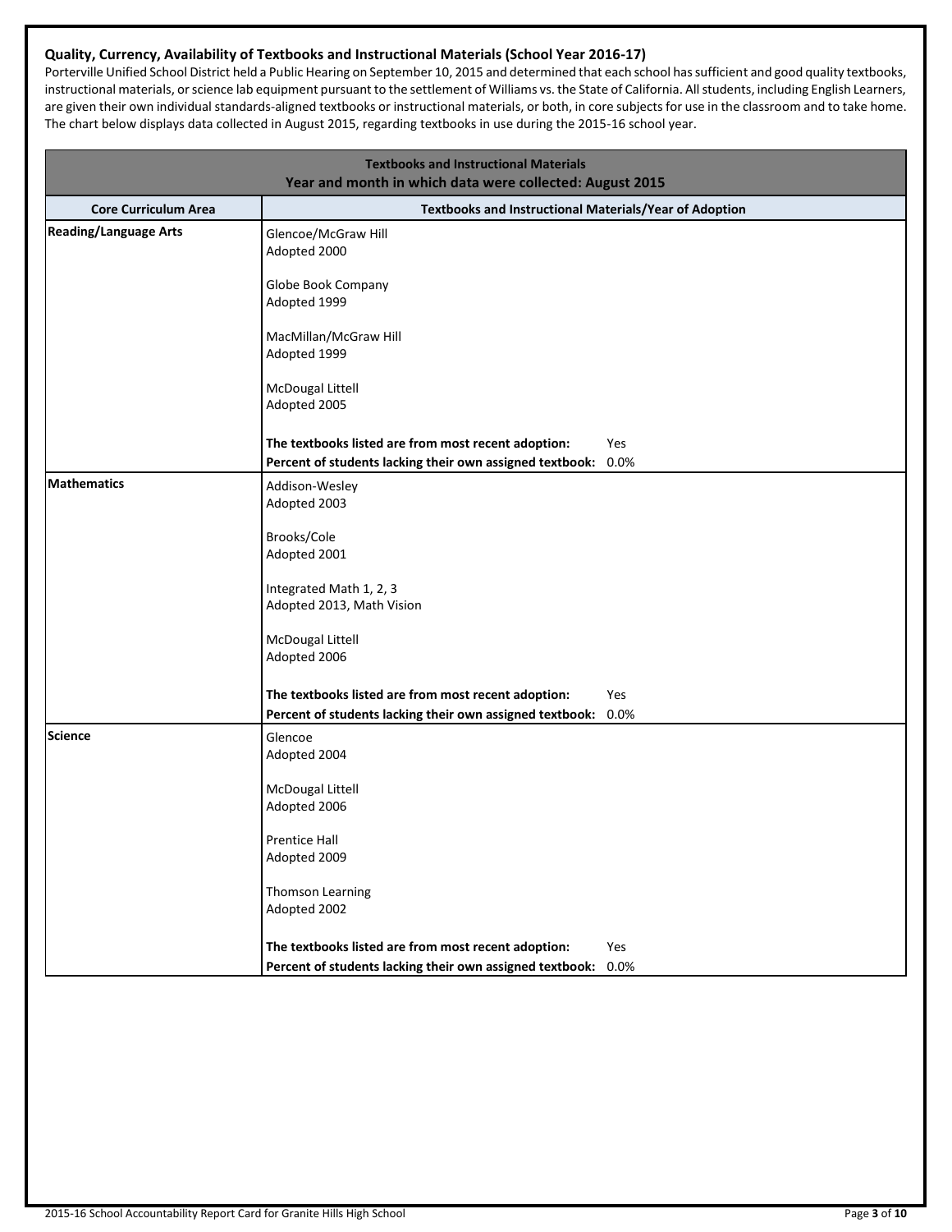**Quality, Currency, Availability of Textbooks and Instructional Materials (School Year 2016-17)**

Porterville Unified School District held a Public Hearing on September 10, 2015 and determined that each school has sufficient and good quality textbooks, instructional materials, or science lab equipment pursuant to the settlement of Williams vs. the State of California. All students, including English Learners, are given their own individual standards-aligned textbooks or instructional materials, or both, in core subjects for use in the classroom and to take home. The chart below displays data collected in August 2015, regarding textbooks in use during the 2015-16 school year.

| Textbooks and Instructional Materials<br>Year and month in which data were collected: August 2015 | |
|---|---|
| **Core Curriculum Area** | **Textbooks and Instructional Materials/Year of Adoption** |
| **Reading/Language Arts** | Glencoe/McGraw Hill<br>Adopted 2000<br><br>Globe Book Company<br>Adopted 1999<br><br>MacMillan/McGraw Hill<br>Adopted 1999<br><br>McDougal Littell<br>Adopted 2005<br><br>**The textbooks listed are from most recent adoption:** Yes<br>**Percent of students lacking their own assigned textbook:** 0.0% |
| **Mathematics** | Addison-Wesley<br>Adopted 2003<br><br>Brooks/Cole<br>Adopted 2001<br><br>Integrated Math 1, 2, 3<br>Adopted 2013, Math Vision<br><br>McDougal Littell<br>Adopted 2006<br><br>**The textbooks listed are from most recent adoption:** Yes<br>**Percent of students lacking their own assigned textbook:** 0.0% |
| **Science** | Glencoe<br>Adopted 2004<br><br>McDougal Littell<br>Adopted 2006<br><br>Prentice Hall<br>Adopted 2009<br><br>Thomson Learning<br>Adopted 2002<br><br>**The textbooks listed are from most recent adoption:** Yes<br>**Percent of students lacking their own assigned textbook:** 0.0% |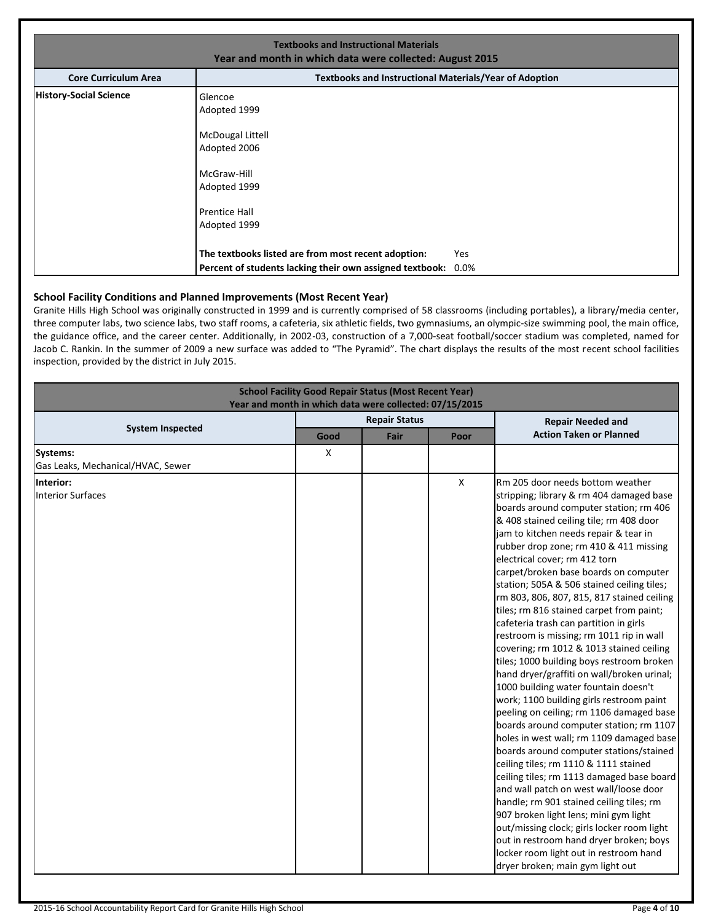| Textbooks and Instructional Materials<br>Year and month in which data were collected: August 2015 | |
|---|---|
| **Core Curriculum Area** | **Textbooks and Instructional Materials/Year of Adoption** |
| **History-Social Science** | Glencoe<br>Adopted 1999<br><br>McDougal Littell<br>Adopted 2006<br><br>McGraw-Hill<br>Adopted 1999<br><br>Prentice Hall<br>Adopted 1999<br><br>**The textbooks listed are from most recent adoption:** Yes<br>**Percent of students lacking their own assigned textbook:** 0.0% |

### School Facility Conditions and Planned Improvements (Most Recent Year)

Granite Hills High School was originally constructed in 1999 and is currently comprised of 58 classrooms (including portables), a library/media center, three computer labs, two science labs, two staff rooms, a cafeteria, six athletic fields, two gymnasiums, an olympic-size swimming pool, the main office, the guidance office, and the career center. Additionally, in 2002-03, construction of a 7,000-seat football/soccer stadium was completed, named for Jacob C. Rankin. In the summer of 2009 a new surface was added to "The Pyramid". The chart displays the results of the most recent school facilities inspection, provided by the district in July 2015.

| School Facility Good Repair Status (Most Recent Year)<br>Year and month in which data were collected: 07/15/2015 | | | | |
|---|---|---|---|---|
| **System Inspected** | **Repair Status** | | | **Repair Needed and Action Taken or Planned** |
| | **Good** | **Fair** | **Poor** | |
| **Systems:**<br>Gas Leaks, Mechanical/HVAC, Sewer | X | | | |
| **Interior:**<br>Interior Surfaces | | | X | Rm 205 door needs bottom weather stripping; library & rm 404 damaged base boards around computer station; rm 406 & 408 stained ceiling tile; rm 408 door jam to kitchen needs repair & tear in rubber drop zone; rm 410 & 411 missing electrical cover; rm 412 torn carpet/broken base boards on computer station; 505A & 506 stained ceiling tiles; rm 803, 806, 807, 815, 817 stained ceiling tiles; rm 816 stained carpet from paint; cafeteria trash can partition in girls restroom is missing; rm 1011 rip in wall covering; rm 1012 & 1013 stained ceiling tiles; 1000 building boys restroom broken hand dryer/graffiti on wall/broken urinal; 1000 building water fountain doesn't work; 1100 building girls restroom paint peeling on ceiling; rm 1106 damaged base boards around computer station; rm 1107 holes in west wall; rm 1109 damaged base boards around computer stations/stained ceiling tiles; rm 1110 & 1111 stained ceiling tiles; rm 1113 damaged base board and wall patch on west wall/loose door handle; rm 901 stained ceiling tiles; rm 907 broken light lens; mini gym light out/missing clock; girls locker room light out in restroom hand dryer broken; boys locker room light out in restroom hand dryer broken; main gym light out |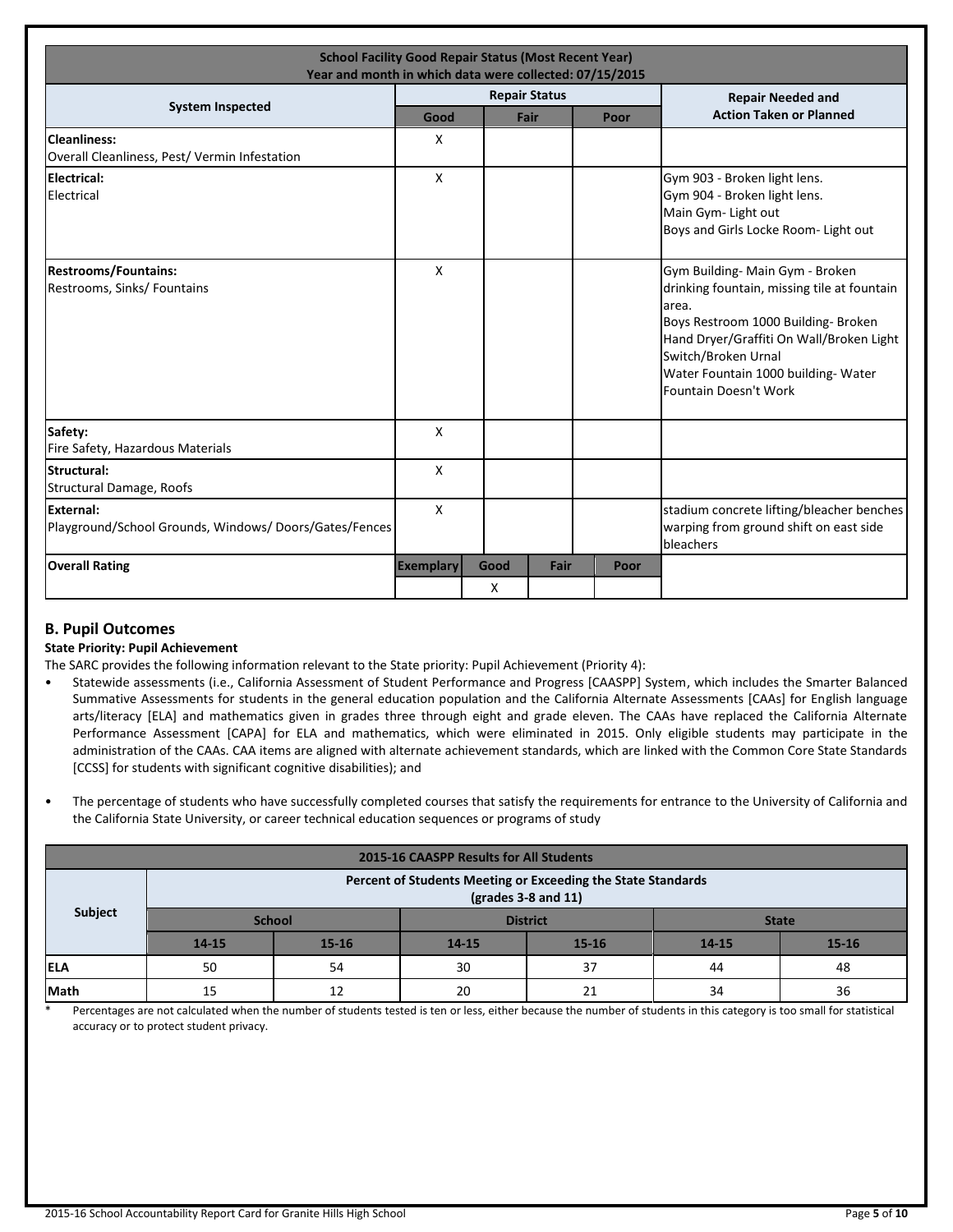| School Facility Good Repair Status (Most Recent Year)<br>Year and month in which data were collected: 07/15/2015 | | | | | |
|---|---|---|---|---|---|
| **System Inspected** | **Repair Status** | | | | **Repair Needed and Action Taken or Planned** |
| | **Good** | **Fair** | | **Poor** | |
| **Cleanliness:**<br>Overall Cleanliness, Pest/ Vermin Infestation | X | | | | |
| **Electrical:**<br>Electrical | X | | | | Gym 903 - Broken light lens.<br>Gym 904 - Broken light lens.<br>Main Gym- Light out<br>Boys and Girls Locke Room- Light out |
| **Restrooms/Fountains:**<br>Restrooms, Sinks/ Fountains | X | | | | Gym Building- Main Gym - Broken drinking fountain, missing tile at fountain area.<br>Boys Restroom 1000 Building- Broken Hand Dryer/Graffiti On Wall/Broken Light Switch/Broken Urnal<br>Water Fountain 1000 building- Water Fountain Doesn't Work |
| **Safety:**<br>Fire Safety, Hazardous Materials | X | | | | |
| **Structural:**<br>Structural Damage, Roofs | X | | | | |
| **External:**<br>Playground/School Grounds, Windows/ Doors/Gates/Fences | X | | | | stadium concrete lifting/bleacher benches warping from ground shift on east side bleachers |
| **Overall Rating** | **Exemplary** | **Good** | **Fair** | **Poor** | |
| | | X | | | |

## B. Pupil Outcomes

**State Priority: Pupil Achievement**

The SARC provides the following information relevant to the State priority: Pupil Achievement (Priority 4):

- Statewide assessments (i.e., California Assessment of Student Performance and Progress [CAASPP] System, which includes the Smarter Balanced Summative Assessments for students in the general education population and the California Alternate Assessments [CAAs] for English language arts/literacy [ELA] and mathematics given in grades three through eight and grade eleven. The CAAs have replaced the California Alternate Performance Assessment [CAPA] for ELA and mathematics, which were eliminated in 2015. Only eligible students may participate in the administration of the CAAs. CAA items are aligned with alternate achievement standards, which are linked with the Common Core State Standards [CCSS] for students with significant cognitive disabilities); and
- The percentage of students who have successfully completed courses that satisfy the requirements for entrance to the University of California and the California State University, or career technical education sequences or programs of study

| 2015-16 CAASPP Results for All Students | | | | | | |
|---|---|---|---|---|---|---|
| **Subject** | **Percent of Students Meeting or Exceeding the State Standards (grades 3-8 and 11)** | | | | | |
| | **School** | | **District** | | **State** | |
| | **14-15** | **15-16** | **14-15** | **15-16** | **14-15** | **15-16** |
| **ELA** | 50 | 54 | 30 | 37 | 44 | 48 |
| **Math** | 15 | 12 | 20 | 21 | 34 | 36 |

\* Percentages are not calculated when the number of students tested is ten or less, either because the number of students in this category is too small for statistical accuracy or to protect student privacy.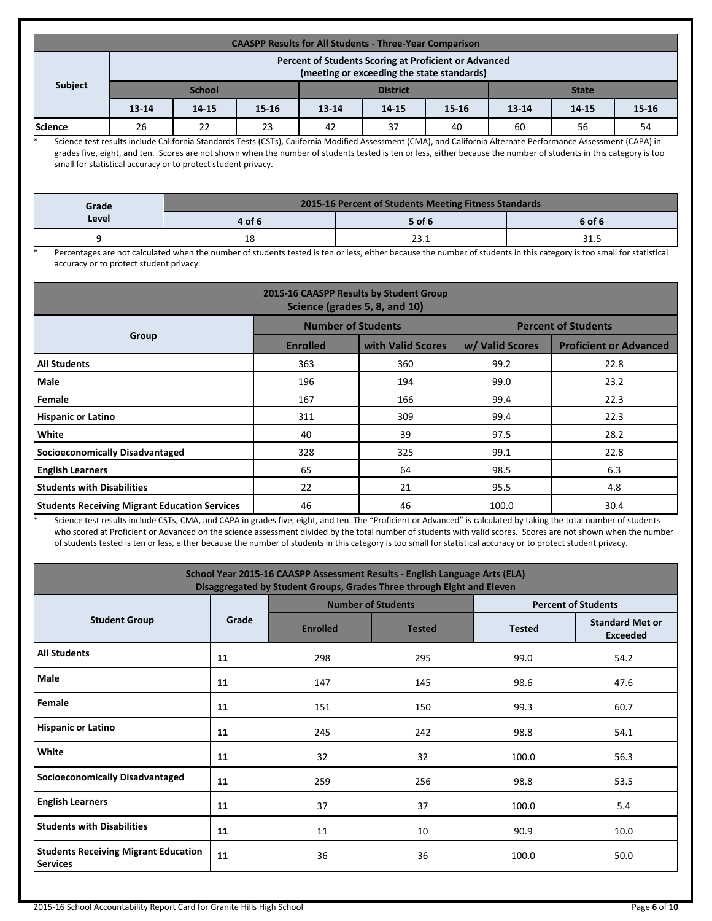| CAASPP Results for All Students - Three-Year Comparison | | | | | | | | | |
|---|---|---|---|---|---|---|---|---|---|
| Subject | Percent of Students Scoring at Proficient or Advanced (meeting or exceeding the state standards) | | | | | | | | |
| | School | | | District | | | State | | |
| | 13-14 | 14-15 | 15-16 | 13-14 | 14-15 | 15-16 | 13-14 | 14-15 | 15-16 |
| Science | 26 | 22 | 23 | 42 | 37 | 40 | 60 | 56 | 54 |

\* Science test results include California Standards Tests (CSTs), California Modified Assessment (CMA), and California Alternate Performance Assessment (CAPA) in grades five, eight, and ten. Scores are not shown when the number of students tested is ten or less, either because the number of students in this category is too small for statistical accuracy or to protect student privacy.

| Grade Level | 2015-16 Percent of Students Meeting Fitness Standards | | |
|---|---|---|---|
| | 4 of 6 | 5 of 6 | 6 of 6 |
| 9 | 18 | 23.1 | 31.5 |

\* Percentages are not calculated when the number of students tested is ten or less, either because the number of students in this category is too small for statistical accuracy or to protect student privacy.

| 2015-16 CAASPP Results by Student Group Science (grades 5, 8, and 10) | | | | |
|---|---|---|---|---|
| Group | Number of Students | | Percent of Students | |
| | Enrolled | with Valid Scores | w/ Valid Scores | Proficient or Advanced |
| **All Students** | 363 | 360 | 99.2 | 22.8 |
| **Male** | 196 | 194 | 99.0 | 23.2 |
| **Female** | 167 | 166 | 99.4 | 22.3 |
| **Hispanic or Latino** | 311 | 309 | 99.4 | 22.3 |
| **White** | 40 | 39 | 97.5 | 28.2 |
| **Socioeconomically Disadvantaged** | 328 | 325 | 99.1 | 22.8 |
| **English Learners** | 65 | 64 | 98.5 | 6.3 |
| **Students with Disabilities** | 22 | 21 | 95.5 | 4.8 |
| **Students Receiving Migrant Education Services** | 46 | 46 | 100.0 | 30.4 |

\* Science test results include CSTs, CMA, and CAPA in grades five, eight, and ten. The "Proficient or Advanced" is calculated by taking the total number of students who scored at Proficient or Advanced on the science assessment divided by the total number of students with valid scores. Scores are not shown when the number of students tested is ten or less, either because the number of students in this category is too small for statistical accuracy or to protect student privacy.

| School Year 2015-16 CAASPP Assessment Results - English Language Arts (ELA) Disaggregated by Student Groups, Grades Three through Eight and Eleven | | | | | |
|---|---|---|---|---|---|
| Student Group | Grade | Number of Students | | Percent of Students | |
| | | Enrolled | Tested | Tested | Standard Met or Exceeded |
| **All Students** | 11 | 298 | 295 | 99.0 | 54.2 |
| **Male** | 11 | 147 | 145 | 98.6 | 47.6 |
| **Female** | 11 | 151 | 150 | 99.3 | 60.7 |
| **Hispanic or Latino** | 11 | 245 | 242 | 98.8 | 54.1 |
| **White** | 11 | 32 | 32 | 100.0 | 56.3 |
| **Socioeconomically Disadvantaged** | 11 | 259 | 256 | 98.8 | 53.5 |
| **English Learners** | 11 | 37 | 37 | 100.0 | 5.4 |
| **Students with Disabilities** | 11 | 11 | 10 | 90.9 | 10.0 |
| **Students Receiving Migrant Education Services** | 11 | 36 | 36 | 100.0 | 50.0 |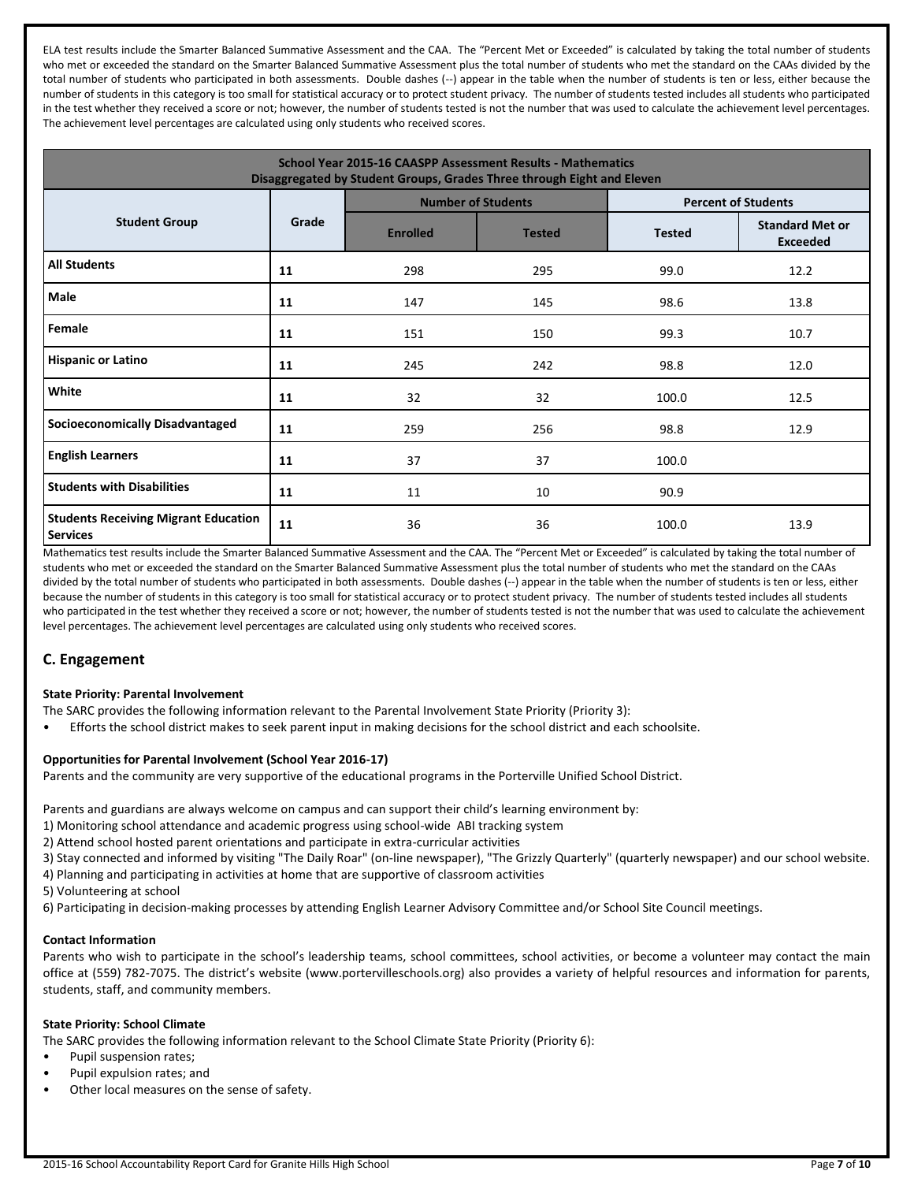ELA test results include the Smarter Balanced Summative Assessment and the CAA. The "Percent Met or Exceeded" is calculated by taking the total number of students who met or exceeded the standard on the Smarter Balanced Summative Assessment plus the total number of students who met the standard on the CAAs divided by the total number of students who participated in both assessments. Double dashes (--) appear in the table when the number of students is ten or less, either because the number of students in this category is too small for statistical accuracy or to protect student privacy. The number of students tested includes all students who participated in the test whether they received a score or not; however, the number of students tested is not the number that was used to calculate the achievement level percentages. The achievement level percentages are calculated using only students who received scores.

| School Year 2015-16 CAASPP Assessment Results - Mathematics<br>Disaggregated by Student Groups, Grades Three through Eight and Eleven | | | | | |
|---|---|---|---|---|---|
| Student Group | Grade | Number of Students | | Percent of Students | |
| | | Enrolled | Tested | Tested | Standard Met or Exceeded |
| **All Students** | 11 | 298 | 295 | 99.0 | 12.2 |
| **Male** | 11 | 147 | 145 | 98.6 | 13.8 |
| **Female** | 11 | 151 | 150 | 99.3 | 10.7 |
| **Hispanic or Latino** | 11 | 245 | 242 | 98.8 | 12.0 |
| **White** | 11 | 32 | 32 | 100.0 | 12.5 |
| **Socioeconomically Disadvantaged** | 11 | 259 | 256 | 98.8 | 12.9 |
| **English Learners** | 11 | 37 | 37 | 100.0 | |
| **Students with Disabilities** | 11 | 11 | 10 | 90.9 | |
| **Students Receiving Migrant Education Services** | 11 | 36 | 36 | 100.0 | 13.9 |

Mathematics test results include the Smarter Balanced Summative Assessment and the CAA. The "Percent Met or Exceeded" is calculated by taking the total number of students who met or exceeded the standard on the Smarter Balanced Summative Assessment plus the total number of students who met the standard on the CAAs divided by the total number of students who participated in both assessments. Double dashes (--) appear in the table when the number of students is ten or less, either because the number of students in this category is too small for statistical accuracy or to protect student privacy. The number of students tested includes all students who participated in the test whether they received a score or not; however, the number of students tested is not the number that was used to calculate the achievement level percentages. The achievement level percentages are calculated using only students who received scores.

## C. Engagement

**State Priority: Parental Involvement**

The SARC provides the following information relevant to the Parental Involvement State Priority (Priority 3):

- Efforts the school district makes to seek parent input in making decisions for the school district and each schoolsite.

**Opportunities for Parental Involvement (School Year 2016-17)**

Parents and the community are very supportive of the educational programs in the Porterville Unified School District.

Parents and guardians are always welcome on campus and can support their child's learning environment by:

1) Monitoring school attendance and academic progress using school-wide ABI tracking system
2) Attend school hosted parent orientations and participate in extra-curricular activities
3) Stay connected and informed by visiting "The Daily Roar" (on-line newspaper), "The Grizzly Quarterly" (quarterly newspaper) and our school website.
4) Planning and participating in activities at home that are supportive of classroom activities
5) Volunteering at school
6) Participating in decision-making processes by attending English Learner Advisory Committee and/or School Site Council meetings.

**Contact Information**

Parents who wish to participate in the school's leadership teams, school committees, school activities, or become a volunteer may contact the main office at (559) 782-7075. The district's website (www.portervilleschools.org) also provides a variety of helpful resources and information for parents, students, staff, and community members.

**State Priority: School Climate**

The SARC provides the following information relevant to the School Climate State Priority (Priority 6):

- Pupil suspension rates;
- Pupil expulsion rates; and
- Other local measures on the sense of safety.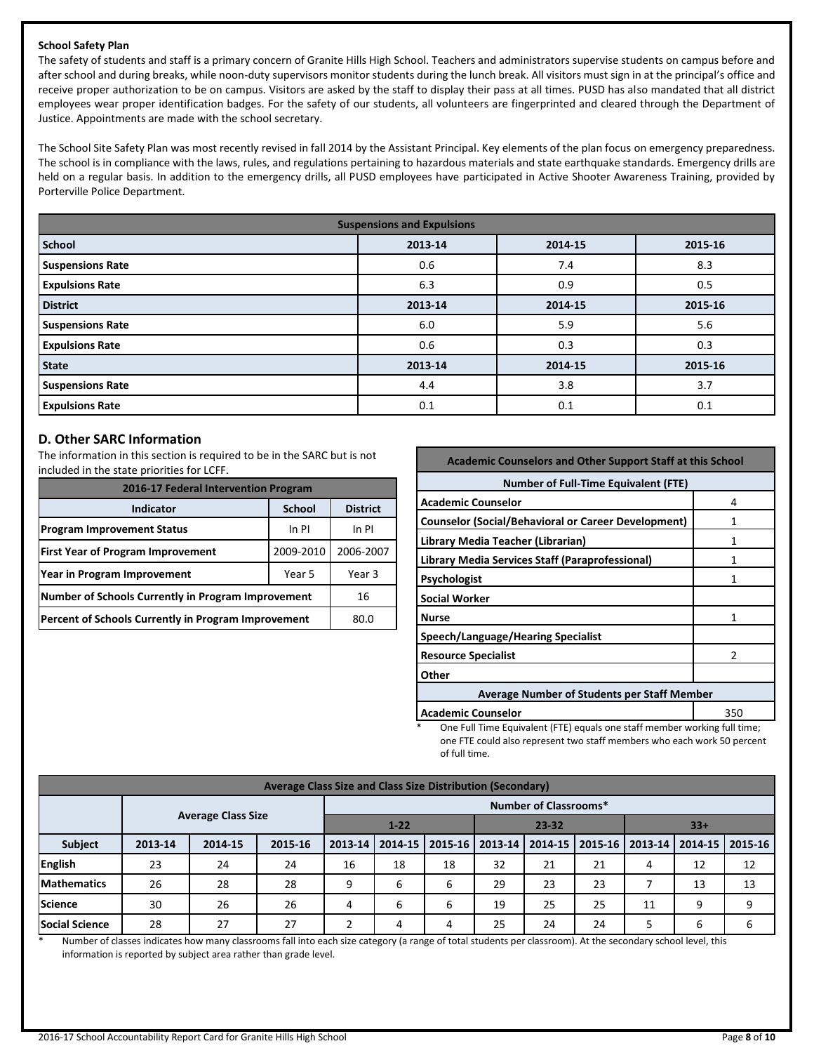**School Safety Plan**

The safety of students and staff is a primary concern of Granite Hills High School. Teachers and administrators supervise students on campus before and after school and during breaks, while noon-duty supervisors monitor students during the lunch break. All visitors must sign in at the principal's office and receive proper authorization to be on campus. Visitors are asked by the staff to display their pass at all times. PUSD has also mandated that all district employees wear proper identification badges. For the safety of our students, all volunteers are fingerprinted and cleared through the Department of Justice. Appointments are made with the school secretary.

The School Site Safety Plan was most recently revised in fall 2014 by the Assistant Principal. Key elements of the plan focus on emergency preparedness. The school is in compliance with the laws, rules, and regulations pertaining to hazardous materials and state earthquake standards. Emergency drills are held on a regular basis. In addition to the emergency drills, all PUSD employees have participated in Active Shooter Awareness Training, provided by Porterville Police Department.

| Suspensions and Expulsions | | | |
|---|---|---|---|
| **School** | **2013-14** | **2014-15** | **2015-16** |
| Suspensions Rate | 0.6 | 7.4 | 8.3 |
| Expulsions Rate | 6.3 | 0.9 | 0.5 |
| **District** | **2013-14** | **2014-15** | **2015-16** |
| Suspensions Rate | 6.0 | 5.9 | 5.6 |
| Expulsions Rate | 0.6 | 0.3 | 0.3 |
| **State** | **2013-14** | **2014-15** | **2015-16** |
| Suspensions Rate | 4.4 | 3.8 | 3.7 |
| Expulsions Rate | 0.1 | 0.1 | 0.1 |

## D. Other SARC Information

The information in this section is required to be in the SARC but is not included in the state priorities for LCFF.

| 2016-17 Federal Intervention Program | | |
|---|---|---|
| **Indicator** | **School** | **District** |
| Program Improvement Status | In PI | In PI |
| First Year of Program Improvement | 2009-2010 | 2006-2007 |
| Year in Program Improvement | Year 5 | Year 3 |
| Number of Schools Currently in Program Improvement | | 16 |
| Percent of Schools Currently in Program Improvement | | 80.0 |

| Academic Counselors and Other Support Staff at this School | |
|---|---|
| **Number of Full-Time Equivalent (FTE)** | |
| Academic Counselor | 4 |
| Counselor (Social/Behavioral or Career Development) | 1 |
| Library Media Teacher (Librarian) | 1 |
| Library Media Services Staff (Paraprofessional) | 1 |
| Psychologist | 1 |
| Social Worker | |
| Nurse | 1 |
| Speech/Language/Hearing Specialist | |
| Resource Specialist | 2 |
| Other | |
| **Average Number of Students per Staff Member** | |
| Academic Counselor | 350 |

\* One Full Time Equivalent (FTE) equals one staff member working full time; one FTE could also represent two staff members who each work 50 percent of full time.

| Average Class Size and Class Size Distribution (Secondary) | | | | | | | | | | | | |
|---|---|---|---|---|---|---|---|---|---|---|---|---|
| | Average Class Size | | | Number of Classrooms* | | | | | | | | |
| | | | | 1-22 | | | 23-32 | | | 33+ | | |
| **Subject** | **2013-14** | **2014-15** | **2015-16** | **2013-14** | **2014-15** | **2015-16** | **2013-14** | **2014-15** | **2015-16** | **2013-14** | **2014-15** | **2015-16** |
| English | 23 | 24 | 24 | 16 | 18 | 18 | 32 | 21 | 21 | 4 | 12 | 12 |
| Mathematics | 26 | 28 | 28 | 9 | 6 | 6 | 29 | 23 | 23 | 7 | 13 | 13 |
| Science | 30 | 26 | 26 | 4 | 6 | 6 | 19 | 25 | 25 | 11 | 9 | 9 |
| Social Science | 28 | 27 | 27 | 2 | 4 | 4 | 25 | 24 | 24 | 5 | 6 | 6 |

\* Number of classes indicates how many classrooms fall into each size category (a range of total students per classroom). At the secondary school level, this information is reported by subject area rather than grade level.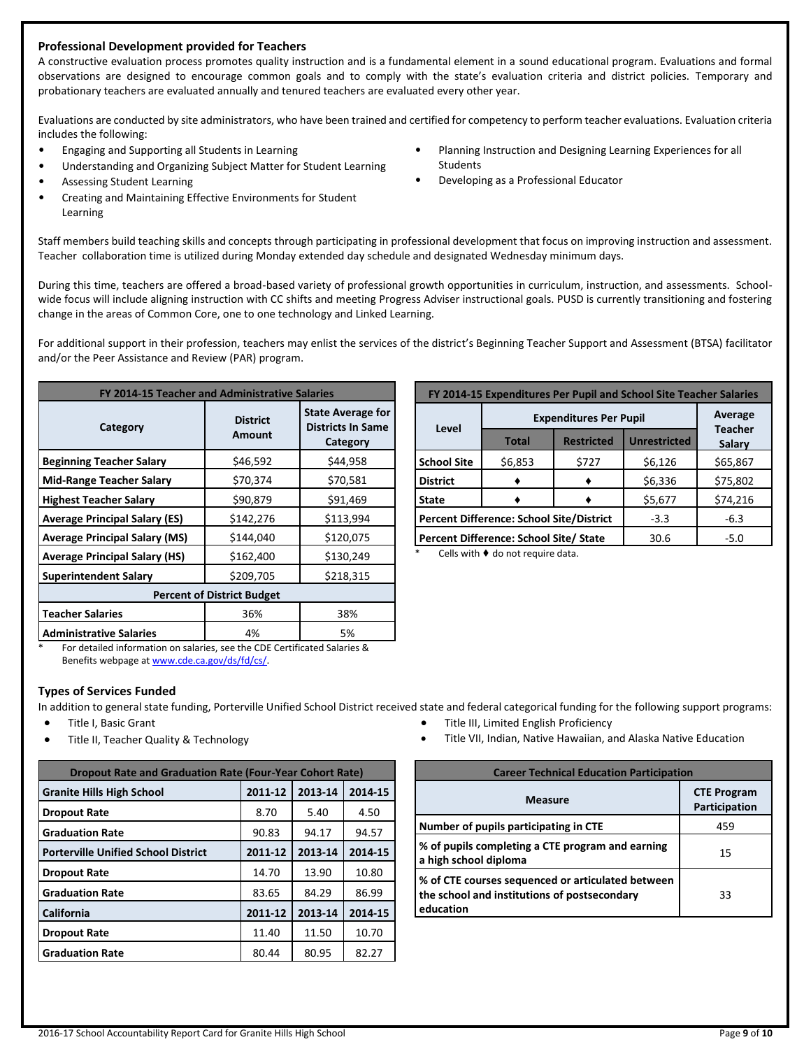## Professional Development provided for Teachers

A constructive evaluation process promotes quality instruction and is a fundamental element in a sound educational program. Evaluations and formal observations are designed to encourage common goals and to comply with the state's evaluation criteria and district policies. Temporary and probationary teachers are evaluated annually and tenured teachers are evaluated every other year.

Evaluations are conducted by site administrators, who have been trained and certified for competency to perform teacher evaluations. Evaluation criteria includes the following:

- Engaging and Supporting all Students in Learning
- Understanding and Organizing Subject Matter for Student Learning
- Assessing Student Learning
- Creating and Maintaining Effective Environments for Student Learning
- Planning Instruction and Designing Learning Experiences for all Students
- Developing as a Professional Educator

Staff members build teaching skills and concepts through participating in professional development that focus on improving instruction and assessment. Teacher collaboration time is utilized during Monday extended day schedule and designated Wednesday minimum days.

During this time, teachers are offered a broad-based variety of professional growth opportunities in curriculum, instruction, and assessments. School-wide focus will include aligning instruction with CC shifts and meeting Progress Adviser instructional goals. PUSD is currently transitioning and fostering change in the areas of Common Core, one to one technology and Linked Learning.

For additional support in their profession, teachers may enlist the services of the district's Beginning Teacher Support and Assessment (BTSA) facilitator and/or the Peer Assistance and Review (PAR) program.

| FY 2014-15 Teacher and Administrative Salaries | | |
|---|---|---|
| **Category** | **District Amount** | **State Average for Districts In Same Category** |
| **Beginning Teacher Salary** | $46,592 | $44,958 |
| **Mid-Range Teacher Salary** | $70,374 | $70,581 |
| **Highest Teacher Salary** | $90,879 | $91,469 |
| **Average Principal Salary (ES)** | $142,276 | $113,994 |
| **Average Principal Salary (MS)** | $144,040 | $120,075 |
| **Average Principal Salary (HS)** | $162,400 | $130,249 |
| **Superintendent Salary** | $209,705 | $218,315 |
| **Percent of District Budget** | | |
| **Teacher Salaries** | 36% | 38% |
| **Administrative Salaries** | 4% | 5% |

\* For detailed information on salaries, see the CDE Certificated Salaries & Benefits webpage at www.cde.ca.gov/ds/fd/cs/.

| FY 2014-15 Expenditures Per Pupil and School Site Teacher Salaries | | | | |
|---|---|---|---|---|
| **Level** | **Expenditures Per Pupil** | | | **Average Teacher Salary** |
| | **Total** | **Restricted** | **Unrestricted** | |
| **School Site** | $6,853 | $727 | $6,126 | $65,867 |
| **District** | ♦ | ♦ | $6,336 | $75,802 |
| **State** | ♦ | ♦ | $5,677 | $74,216 |
| **Percent Difference: School Site/District** | | | -3.3 | -6.3 |
| **Percent Difference: School Site/ State** | | | 30.6 | -5.0 |

\* Cells with ♦ do not require data.

## Types of Services Funded

In addition to general state funding, Porterville Unified School District received state and federal categorical funding for the following support programs:

- Title I, Basic Grant
- Title II, Teacher Quality & Technology
- Title III, Limited English Proficiency
- Title VII, Indian, Native Hawaiian, and Alaska Native Education

| Dropout Rate and Graduation Rate (Four-Year Cohort Rate) | | | |
|---|---|---|---|
| **Granite Hills High School** | **2011-12** | **2013-14** | **2014-15** |
| **Dropout Rate** | 8.70 | 5.40 | 4.50 |
| **Graduation Rate** | 90.83 | 94.17 | 94.57 |
| **Porterville Unified School District** | **2011-12** | **2013-14** | **2014-15** |
| **Dropout Rate** | 14.70 | 13.90 | 10.80 |
| **Graduation Rate** | 83.65 | 84.29 | 86.99 |
| **California** | **2011-12** | **2013-14** | **2014-15** |
| **Dropout Rate** | 11.40 | 11.50 | 10.70 |
| **Graduation Rate** | 80.44 | 80.95 | 82.27 |

| Career Technical Education Participation | |
|---|---|
| **Measure** | **CTE Program Participation** |
| **Number of pupils participating in CTE** | 459 |
| **% of pupils completing a CTE program and earning a high school diploma** | 15 |
| **% of CTE courses sequenced or articulated between the school and institutions of postsecondary education** | 33 |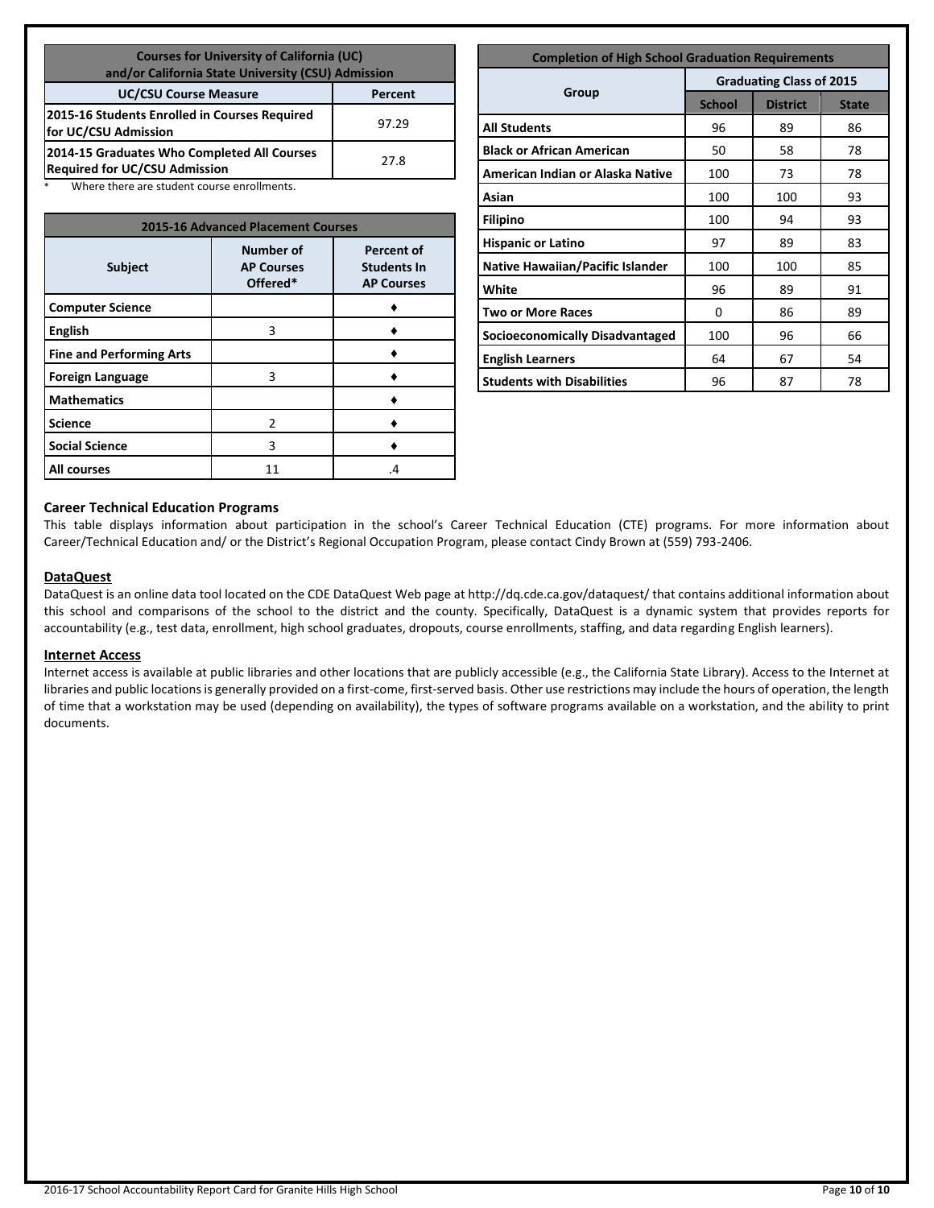| Courses for University of California (UC) and/or California State University (CSU) Admission | |
|---|---|
| **UC/CSU Course Measure** | **Percent** |
| **2015-16 Students Enrolled in Courses Required for UC/CSU Admission** | 97.29 |
| **2014-15 Graduates Who Completed All Courses Required for UC/CSU Admission** | 27.8 |

\* Where there are student course enrollments.

| 2015-16 Advanced Placement Courses | | |
|---|---|---|
| **Subject** | **Number of AP Courses Offered*** | **Percent of Students In AP Courses** |
| **Computer Science** | | ♦ |
| **English** | 3 | ♦ |
| **Fine and Performing Arts** | | ♦ |
| **Foreign Language** | 3 | ♦ |
| **Mathematics** | | ♦ |
| **Science** | 2 | ♦ |
| **Social Science** | 3 | ♦ |
| **All courses** | 11 | .4 |

| Completion of High School Graduation Requirements | | | |
|---|---|---|---|
| **Group** | **Graduating Class of 2015** | | |
| | **School** | **District** | **State** |
| **All Students** | 96 | 89 | 86 |
| **Black or African American** | 50 | 58 | 78 |
| **American Indian or Alaska Native** | 100 | 73 | 78 |
| **Asian** | 100 | 100 | 93 |
| **Filipino** | 100 | 94 | 93 |
| **Hispanic or Latino** | 97 | 89 | 83 |
| **Native Hawaiian/Pacific Islander** | 100 | 100 | 85 |
| **White** | 96 | 89 | 91 |
| **Two or More Races** | 0 | 86 | 89 |
| **Socioeconomically Disadvantaged** | 100 | 96 | 66 |
| **English Learners** | 64 | 67 | 54 |
| **Students with Disabilities** | 96 | 87 | 78 |

### Career Technical Education Programs

This table displays information about participation in the school's Career Technical Education (CTE) programs. For more information about Career/Technical Education and/ or the District's Regional Occupation Program, please contact Cindy Brown at (559) 793-2406.

### DataQuest

DataQuest is an online data tool located on the CDE DataQuest Web page at http://dq.cde.ca.gov/dataquest/ that contains additional information about this school and comparisons of the school to the district and the county. Specifically, DataQuest is a dynamic system that provides reports for accountability (e.g., test data, enrollment, high school graduates, dropouts, course enrollments, staffing, and data regarding English learners).

### Internet Access

Internet access is available at public libraries and other locations that are publicly accessible (e.g., the California State Library). Access to the Internet at libraries and public locations is generally provided on a first-come, first-served basis. Other use restrictions may include the hours of operation, the length of time that a workstation may be used (depending on availability), the types of software programs available on a workstation, and the ability to print documents.